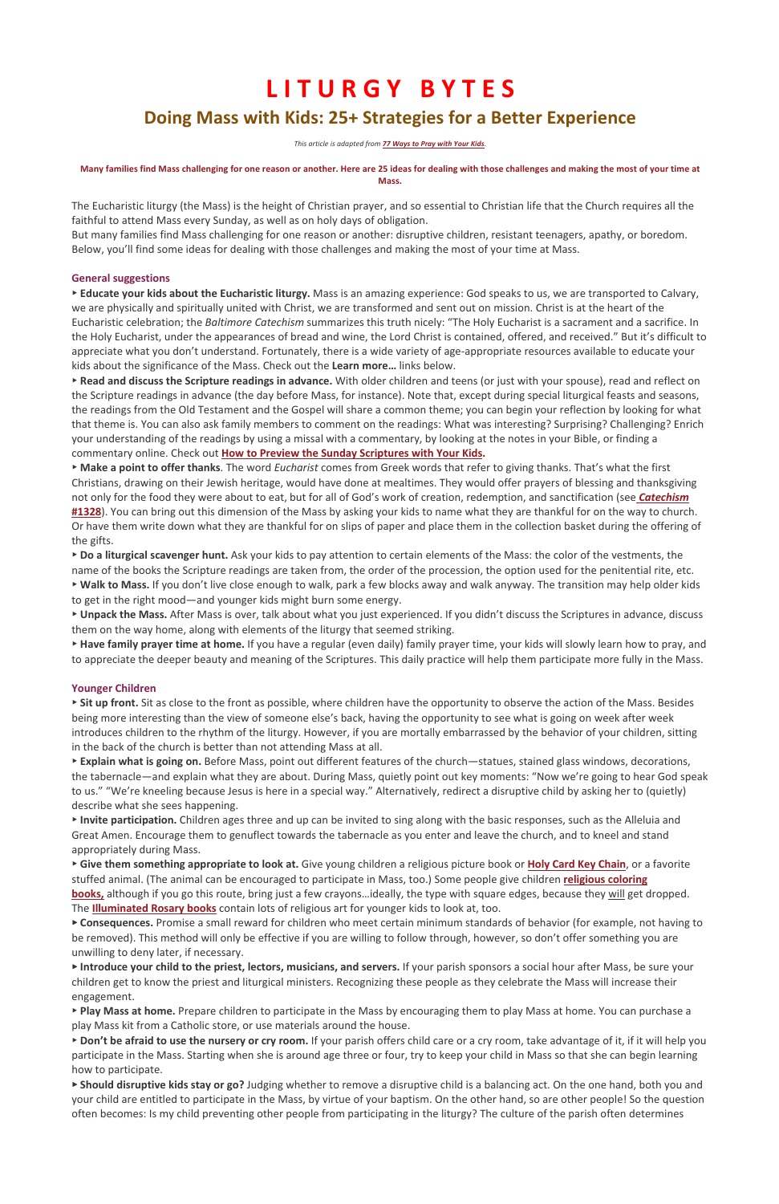# LITURGY BYTES

## Doing Mass with Kids: 25+ Strategies for a Better Experience

*This article is adapted from **77 Ways to Pray with Your Kids**.*

**Many families find Mass challenging for one reason or another. Here are 25 ideas for dealing with those challenges and making the most of your time at Mass.**

The Eucharistic liturgy (the Mass) is the height of Christian prayer, and so essential to Christian life that the Church requires all the faithful to attend Mass every Sunday, as well as on holy days of obligation.
But many families find Mass challenging for one reason or another: disruptive children, resistant teenagers, apathy, or boredom. Below, you'll find some ideas for dealing with those challenges and making the most of your time at Mass.

### General suggestions

‣ **Educate your kids about the Eucharistic liturgy.** Mass is an amazing experience: God speaks to us, we are transported to Calvary, we are physically and spiritually united with Christ, we are transformed and sent out on mission. Christ is at the heart of the Eucharistic celebration; the *Baltimore Catechism* summarizes this truth nicely: "The Holy Eucharist is a sacrament and a sacrifice. In the Holy Eucharist, under the appearances of bread and wine, the Lord Christ is contained, offered, and received." But it's difficult to appreciate what you don't understand. Fortunately, there is a wide variety of age-appropriate resources available to educate your kids about the significance of the Mass. Check out the **Learn more…** links below.

‣ **Read and discuss the Scripture readings in advance.** With older children and teens (or just with your spouse), read and reflect on the Scripture readings in advance (the day before Mass, for instance). Note that, except during special liturgical feasts and seasons, the readings from the Old Testament and the Gospel will share a common theme; you can begin your reflection by looking for what that theme is. You can also ask family members to comment on the readings: What was interesting? Surprising? Challenging? Enrich your understanding of the readings by using a missal with a commentary, by looking at the notes in your Bible, or finding a commentary online. Check out **How to Preview the Sunday Scriptures with Your Kids.**

‣ **Make a point to offer thanks**. The word *Eucharist* comes from Greek words that refer to giving thanks. That's what the first Christians, drawing on their Jewish heritage, would have done at mealtimes. They would offer prayers of blessing and thanksgiving not only for the food they were about to eat, but for all of God's work of creation, redemption, and sanctification (see ***Catechism* #1328**). You can bring out this dimension of the Mass by asking your kids to name what they are thankful for on the way to church. Or have them write down what they are thankful for on slips of paper and place them in the collection basket during the offering of the gifts.

‣ **Do a liturgical scavenger hunt.** Ask your kids to pay attention to certain elements of the Mass: the color of the vestments, the name of the books the Scripture readings are taken from, the order of the procession, the option used for the penitential rite, etc.

‣ **Walk to Mass.** If you don't live close enough to walk, park a few blocks away and walk anyway. The transition may help older kids to get in the right mood—and younger kids might burn some energy.

‣ **Unpack the Mass.** After Mass is over, talk about what you just experienced. If you didn't discuss the Scriptures in advance, discuss them on the way home, along with elements of the liturgy that seemed striking.

‣ **Have family prayer time at home.** If you have a regular (even daily) family prayer time, your kids will slowly learn how to pray, and to appreciate the deeper beauty and meaning of the Scriptures. This daily practice will help them participate more fully in the Mass.

### Younger Children

‣ **Sit up front.** Sit as close to the front as possible, where children have the opportunity to observe the action of the Mass. Besides being more interesting than the view of someone else's back, having the opportunity to see what is going on week after week introduces children to the rhythm of the liturgy. However, if you are mortally embarrassed by the behavior of your children, sitting in the back of the church is better than not attending Mass at all.

‣ **Explain what is going on.** Before Mass, point out different features of the church—statues, stained glass windows, decorations, the tabernacle—and explain what they are about. During Mass, quietly point out key moments: "Now we're going to hear God speak to us." "We're kneeling because Jesus is here in a special way." Alternatively, redirect a disruptive child by asking her to (quietly) describe what she sees happening.

‣ **Invite participation.** Children ages three and up can be invited to sing along with the basic responses, such as the Alleluia and Great Amen. Encourage them to genuflect towards the tabernacle as you enter and leave the church, and to kneel and stand appropriately during Mass.

‣ **Give them something appropriate to look at.** Give young children a religious picture book or **Holy Card Key Chain**, or a favorite stuffed animal. (The animal can be encouraged to participate in Mass, too.) Some people give children **religious coloring books,** although if you go this route, bring just a few crayons…ideally, the type with square edges, because they *will* get dropped. The **Illuminated Rosary books** contain lots of religious art for younger kids to look at, too.

‣ **Consequences.** Promise a small reward for children who meet certain minimum standards of behavior (for example, not having to be removed). This method will only be effective if you are willing to follow through, however, so don't offer something you are unwilling to deny later, if necessary.

‣ **Introduce your child to the priest, lectors, musicians, and servers.** If your parish sponsors a social hour after Mass, be sure your children get to know the priest and liturgical ministers. Recognizing these people as they celebrate the Mass will increase their engagement.

‣ **Play Mass at home.** Prepare children to participate in the Mass by encouraging them to play Mass at home. You can purchase a play Mass kit from a Catholic store, or use materials around the house.

‣ **Don't be afraid to use the nursery or cry room.** If your parish offers child care or a cry room, take advantage of it, if it will help you participate in the Mass. Starting when she is around age three or four, try to keep your child in Mass so that she can begin learning how to participate.

‣ **Should disruptive kids stay or go?** Judging whether to remove a disruptive child is a balancing act. On the one hand, both you and your child are entitled to participate in the Mass, by virtue of your baptism. On the other hand, so are other people! So the question often becomes: Is my child preventing other people from participating in the liturgy? The culture of the parish often determines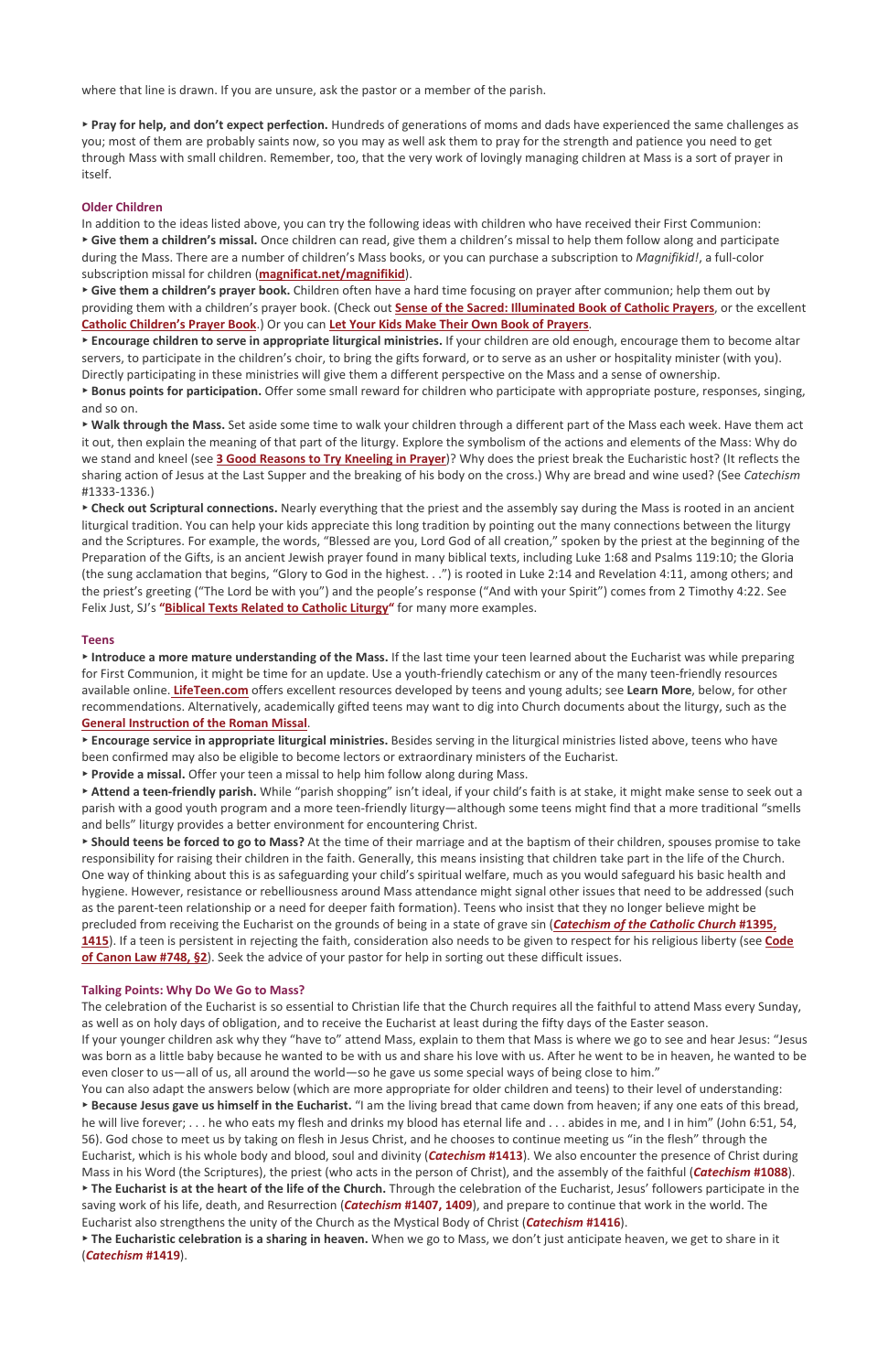where that line is drawn. If you are unsure, ask the pastor or a member of the parish.

‣ **Pray for help, and don't expect perfection.** Hundreds of generations of moms and dads have experienced the same challenges as you; most of them are probably saints now, so you may as well ask them to pray for the strength and patience you need to get through Mass with small children. Remember, too, that the very work of lovingly managing children at Mass is a sort of prayer in itself.

### Older Children

In addition to the ideas listed above, you can try the following ideas with children who have received their First Communion:

‣ **Give them a children's missal.** Once children can read, give them a children's missal to help them follow along and participate during the Mass. There are a number of children's Mass books, or you can purchase a subscription to *Magnifikid!*, a full-color subscription missal for children (**magnificat.net/magnifikid**).

‣ **Give them a children's prayer book.** Children often have a hard time focusing on prayer after communion; help them out by providing them with a children's prayer book. (Check out **Sense of the Sacred: Illuminated Book of Catholic Prayers**, or the excellent **Catholic Children's Prayer Book**.) Or you can **Let Your Kids Make Their Own Book of Prayers**.

‣ **Encourage children to serve in appropriate liturgical ministries.** If your children are old enough, encourage them to become altar servers, to participate in the children's choir, to bring the gifts forward, or to serve as an usher or hospitality minister (with you). Directly participating in these ministries will give them a different perspective on the Mass and a sense of ownership.

‣ **Bonus points for participation.** Offer some small reward for children who participate with appropriate posture, responses, singing, and so on.

‣ **Walk through the Mass.** Set aside some time to walk your children through a different part of the Mass each week. Have them act it out, then explain the meaning of that part of the liturgy. Explore the symbolism of the actions and elements of the Mass: Why do we stand and kneel (see **3 Good Reasons to Try Kneeling in Prayer**)? Why does the priest break the Eucharistic host? (It reflects the sharing action of Jesus at the Last Supper and the breaking of his body on the cross.) Why are bread and wine used? (See *Catechism* #1333-1336.)

‣ **Check out Scriptural connections.** Nearly everything that the priest and the assembly say during the Mass is rooted in an ancient liturgical tradition. You can help your kids appreciate this long tradition by pointing out the many connections between the liturgy and the Scriptures. For example, the words, "Blessed are you, Lord God of all creation," spoken by the priest at the beginning of the Preparation of the Gifts, is an ancient Jewish prayer found in many biblical texts, including Luke 1:68 and Psalms 119:10; the Gloria (the sung acclamation that begins, "Glory to God in the highest. . .") is rooted in Luke 2:14 and Revelation 4:11, among others; and the priest's greeting ("The Lord be with you") and the people's response ("And with your Spirit") comes from 2 Timothy 4:22. See Felix Just, SJ's **"Biblical Texts Related to Catholic Liturgy"** for many more examples.

### Teens

‣ **Introduce a more mature understanding of the Mass.** If the last time your teen learned about the Eucharist was while preparing for First Communion, it might be time for an update. Use a youth-friendly catechism or any of the many teen-friendly resources available online. **LifeTeen.com** offers excellent resources developed by teens and young adults; see **Learn More**, below, for other recommendations. Alternatively, academically gifted teens may want to dig into Church documents about the liturgy, such as the **General Instruction of the Roman Missal**.

‣ **Encourage service in appropriate liturgical ministries.** Besides serving in the liturgical ministries listed above, teens who have been confirmed may also be eligible to become lectors or extraordinary ministers of the Eucharist.

‣ **Provide a missal.** Offer your teen a missal to help him follow along during Mass.

‣ **Attend a teen-friendly parish.** While "parish shopping" isn't ideal, if your child's faith is at stake, it might make sense to seek out a parish with a good youth program and a more teen-friendly liturgy—although some teens might find that a more traditional "smells and bells" liturgy provides a better environment for encountering Christ.

‣ **Should teens be forced to go to Mass?** At the time of their marriage and at the baptism of their children, spouses promise to take responsibility for raising their children in the faith. Generally, this means insisting that children take part in the life of the Church. One way of thinking about this is as safeguarding your child's spiritual welfare, much as you would safeguard his basic health and hygiene. However, resistance or rebelliousness around Mass attendance might signal other issues that need to be addressed (such as the parent-teen relationship or a need for deeper faith formation). Teens who insist that they no longer believe might be precluded from receiving the Eucharist on the grounds of being in a state of grave sin (***Catechism of the Catholic Church* #1395, 1415**). If a teen is persistent in rejecting the faith, consideration also needs to be given to respect for his religious liberty (see **Code of Canon Law #748, §2**). Seek the advice of your pastor for help in sorting out these difficult issues.

### Talking Points: Why Do We Go to Mass?

The celebration of the Eucharist is so essential to Christian life that the Church requires all the faithful to attend Mass every Sunday, as well as on holy days of obligation, and to receive the Eucharist at least during the fifty days of the Easter season.

If your younger children ask why they "have to" attend Mass, explain to them that Mass is where we go to see and hear Jesus: "Jesus was born as a little baby because he wanted to be with us and share his love with us. After he went to be in heaven, he wanted to be even closer to us—all of us, all around the world—so he gave us some special ways of being close to him."

You can also adapt the answers below (which are more appropriate for older children and teens) to their level of understanding:

‣ **Because Jesus gave us himself in the Eucharist.** "I am the living bread that came down from heaven; if any one eats of this bread, he will live forever; . . . he who eats my flesh and drinks my blood has eternal life and . . . abides in me, and I in him" (John 6:51, 54, 56). God chose to meet us by taking on flesh in Jesus Christ, and he chooses to continue meeting us "in the flesh" through the Eucharist, which is his whole body and blood, soul and divinity (***Catechism* #1413**). We also encounter the presence of Christ during Mass in his Word (the Scriptures), the priest (who acts in the person of Christ), and the assembly of the faithful (***Catechism* #1088**).

‣ **The Eucharist is at the heart of the life of the Church.** Through the celebration of the Eucharist, Jesus' followers participate in the saving work of his life, death, and Resurrection (***Catechism* #1407, 1409**), and prepare to continue that work in the world. The Eucharist also strengthens the unity of the Church as the Mystical Body of Christ (***Catechism* #1416**).

‣ **The Eucharistic celebration is a sharing in heaven.** When we go to Mass, we don't just anticipate heaven, we get to share in it (***Catechism* #1419**).